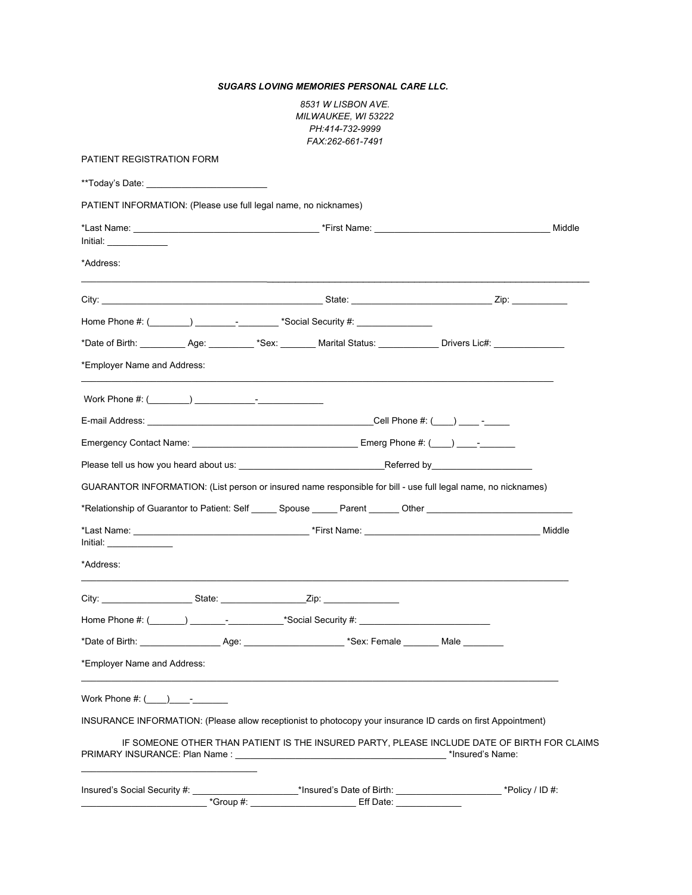***SUGARS LOVING MEMORIES PERSONAL CARE LLC.***

*8531 W LISBON AVE.*
*MILWAUKEE, WI 53222*
*PH:414-732-9999*
*FAX:262-661-7491*

PATIENT REGISTRATION FORM

**Today's Date: ________________________

PATIENT INFORMATION: (Please use full legal name, no nicknames)

*Last Name: ____________________________________ *First Name: __________________________________ Middle Initial: ____________

*Address: ______________________________________________________________________________________________

City: ____________________________________________ State: ____________________________ Zip: ___________

Home Phone #: (________) ________-________ *Social Security #: _______________

*Date of Birth: _________ Age: _________ *Sex: _______ Marital Status: ____________ Drivers Lic#: ______________

*Employer Name and Address: ____________________________________________________________________________

Work Phone #: (________) ____________-_____________

E-mail Address: _____________________________________________Cell Phone #: (____) ____ -_____

Emergency Contact Name: ________________________________ Emerg Phone #: (____) ____-_______

Please tell us how you heard about us: ____________________________Referred by____________________

GUARANTOR INFORMATION: (List person or insured name responsible for bill - use full legal name, no nicknames)

*Relationship of Guarantor to Patient: Self _____ Spouse _____ Parent ______ Other ____________________________

*Last Name: __________________________________ *First Name: __________________________________ Middle Initial: _____________

*Address: ______________________________________________________________________________________________

City: __________________ State: ________________Zip: ______________

Home Phone #: (_______) _______-___________*Social Security #: _________________________

*Date of Birth: ________________ Age: ___________________ *Sex: Female _______ Male ________

*Employer Name and Address: ____________________________________________________________________________

Work Phone #: (____)____-_______

INSURANCE INFORMATION: (Please allow receptionist to photocopy your insurance ID cards on first Appointment)

IF SOMEONE OTHER THAN PATIENT IS THE INSURED PARTY, PLEASE INCLUDE DATE OF BIRTH FOR CLAIMS

PRIMARY INSURANCE: Plan Name : __________________________________________ *Insured's Name: __________________________________

Insured's Social Security #: _____________________*Insured's Date of Birth: _____________________ *Policy / ID #: ________________________ *Group #: _____________________ Eff Date: _____________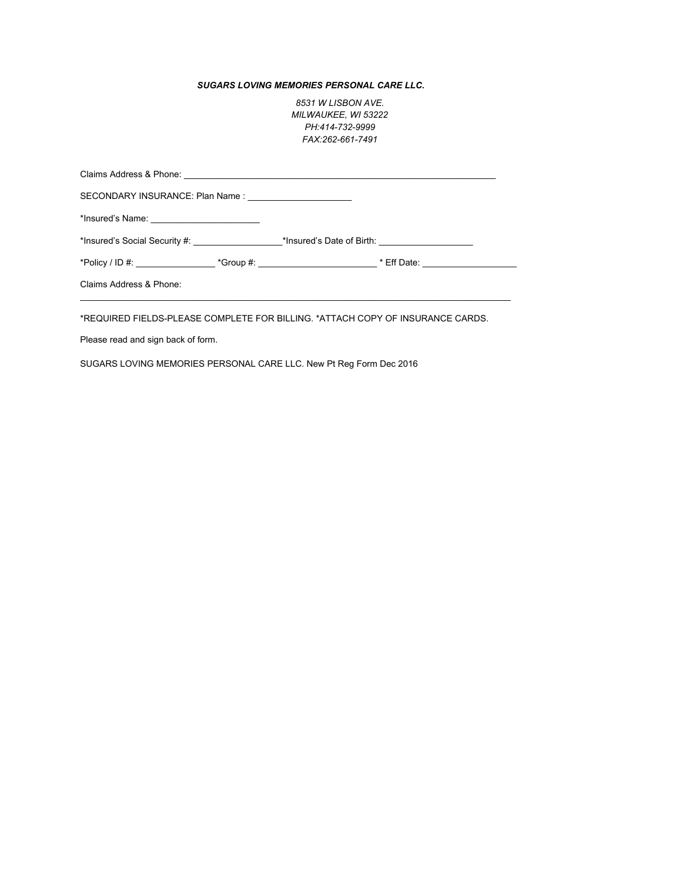***SUGARS LOVING MEMORIES PERSONAL CARE LLC.***

*8531 W LISBON AVE.*
*MILWAUKEE, WI 53222*
*PH:414-732-9999*
*FAX:262-661-7491*

Claims Address & Phone: ________________________________________________________________

SECONDARY INSURANCE: Plan Name : ______________________

*Insured's Name: _______________________

*Insured's Social Security #: __________________*Insured's Date of Birth: ___________________

*Policy / ID #: ________________ *Group #: ________________________ * Eff Date: ___________________

Claims Address & Phone:

___________________________________________________________________________________________

*REQUIRED FIELDS-PLEASE COMPLETE FOR BILLING. *ATTACH COPY OF INSURANCE CARDS.

Please read and sign back of form.

SUGARS LOVING MEMORIES PERSONAL CARE LLC. New Pt Reg Form Dec 2016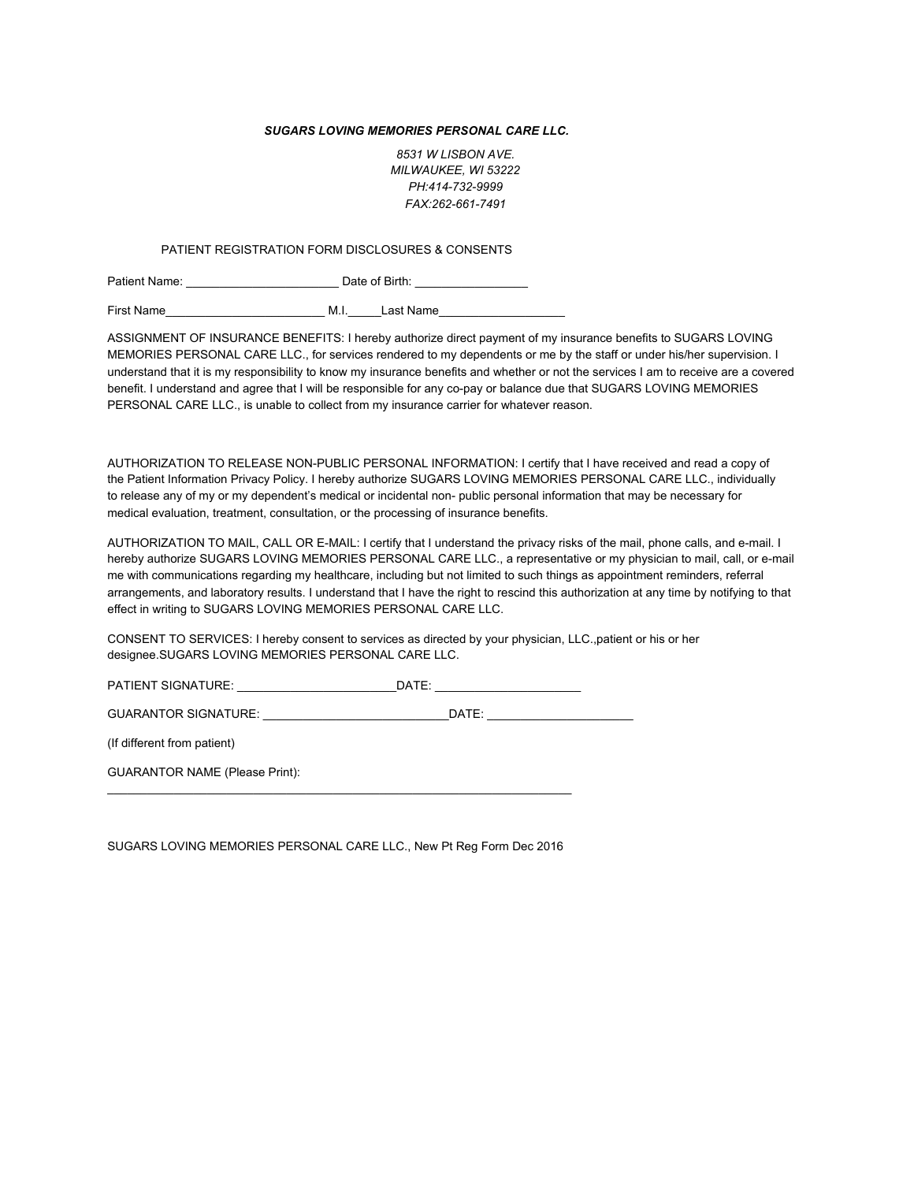***SUGARS LOVING MEMORIES PERSONAL CARE LLC.***

*8531 W LISBON AVE.*
*MILWAUKEE, WI 53222*
*PH:414-732-9999*
*FAX:262-661-7491*

PATIENT REGISTRATION FORM DISCLOSURES & CONSENTS

Patient Name: _______________________ Date of Birth: _________________

First Name________________________ M.I._____Last Name___________________

ASSIGNMENT OF INSURANCE BENEFITS: I hereby authorize direct payment of my insurance benefits to SUGARS LOVING MEMORIES PERSONAL CARE LLC., for services rendered to my dependents or me by the staff or under his/her supervision. I understand that it is my responsibility to know my insurance benefits and whether or not the services I am to receive are a covered benefit. I understand and agree that I will be responsible for any co-pay or balance due that SUGARS LOVING MEMORIES PERSONAL CARE LLC., is unable to collect from my insurance carrier for whatever reason.

AUTHORIZATION TO RELEASE NON-PUBLIC PERSONAL INFORMATION: I certify that I have received and read a copy of the Patient Information Privacy Policy. I hereby authorize SUGARS LOVING MEMORIES PERSONAL CARE LLC., individually to release any of my or my dependent's medical or incidental non- public personal information that may be necessary for medical evaluation, treatment, consultation, or the processing of insurance benefits.

AUTHORIZATION TO MAIL, CALL OR E-MAIL: I certify that I understand the privacy risks of the mail, phone calls, and e-mail. I hereby authorize SUGARS LOVING MEMORIES PERSONAL CARE LLC., a representative or my physician to mail, call, or e-mail me with communications regarding my healthcare, including but not limited to such things as appointment reminders, referral arrangements, and laboratory results. I understand that I have the right to rescind this authorization at any time by notifying to that effect in writing to SUGARS LOVING MEMORIES PERSONAL CARE LLC.

CONSENT TO SERVICES: I hereby consent to services as directed by your physician, LLC.,patient or his or her designee.SUGARS LOVING MEMORIES PERSONAL CARE LLC.

PATIENT SIGNATURE: ________________________DATE: ______________________

GUARANTOR SIGNATURE: ____________________________DATE: ______________________

(If different from patient)

GUARANTOR NAME (Please Print):
______________________________________________________________________

SUGARS LOVING MEMORIES PERSONAL CARE LLC., New Pt Reg Form Dec 2016